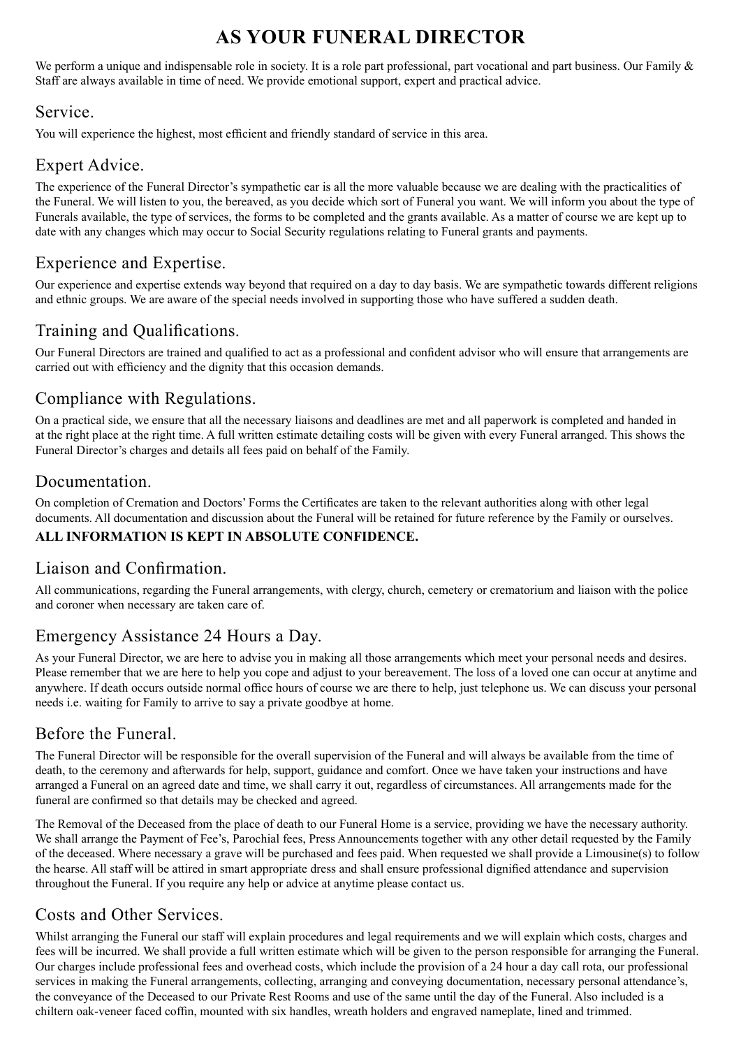# AS YOUR FUNERAL DIRECTOR

We perform a unique and indispensable role in society. It is a role part professional, part vocational and part business. Our Family & Staff are always available in time of need. We provide emotional support, expert and practical advice.

## Service.

You will experience the highest, most efficient and friendly standard of service in this area.

## Expert Advice.

The experience of the Funeral Director's sympathetic ear is all the more valuable because we are dealing with the practicalities of the Funeral. We will listen to you, the bereaved, as you decide which sort of Funeral you want. We will inform you about the type of Funerals available, the type of services, the forms to be completed and the grants available. As a matter of course we are kept up to date with any changes which may occur to Social Security regulations relating to Funeral grants and payments.

## Experience and Expertise.

Our experience and expertise extends way beyond that required on a day to day basis. We are sympathetic towards different religions and ethnic groups. We are aware of the special needs involved in supporting those who have suffered a sudden death.

## Training and Qualifications.

Our Funeral Directors are trained and qualified to act as a professional and confident advisor who will ensure that arrangements are carried out with efficiency and the dignity that this occasion demands.

## Compliance with Regulations.

On a practical side, we ensure that all the necessary liaisons and deadlines are met and all paperwork is completed and handed in at the right place at the right time. A full written estimate detailing costs will be given with every Funeral arranged. This shows the Funeral Director's charges and details all fees paid on behalf of the Family.

## Documentation.

On completion of Cremation and Doctors' Forms the Certificates are taken to the relevant authorities along with other legal documents. All documentation and discussion about the Funeral will be retained for future reference by the Family or ourselves.

**ALL INFORMATION IS KEPT IN ABSOLUTE CONFIDENCE.**

## Liaison and Confirmation.

All communications, regarding the Funeral arrangements, with clergy, church, cemetery or crematorium and liaison with the police and coroner when necessary are taken care of.

## Emergency Assistance 24 Hours a Day.

As your Funeral Director, we are here to advise you in making all those arrangements which meet your personal needs and desires. Please remember that we are here to help you cope and adjust to your bereavement. The loss of a loved one can occur at anytime and anywhere. If death occurs outside normal office hours of course we are there to help, just telephone us. We can discuss your personal needs i.e. waiting for Family to arrive to say a private goodbye at home.

## Before the Funeral.

The Funeral Director will be responsible for the overall supervision of the Funeral and will always be available from the time of death, to the ceremony and afterwards for help, support, guidance and comfort. Once we have taken your instructions and have arranged a Funeral on an agreed date and time, we shall carry it out, regardless of circumstances. All arrangements made for the funeral are confirmed so that details may be checked and agreed.

The Removal of the Deceased from the place of death to our Funeral Home is a service, providing we have the necessary authority. We shall arrange the Payment of Fee's, Parochial fees, Press Announcements together with any other detail requested by the Family of the deceased. Where necessary a grave will be purchased and fees paid. When requested we shall provide a Limousine(s) to follow the hearse. All staff will be attired in smart appropriate dress and shall ensure professional dignified attendance and supervision throughout the Funeral. If you require any help or advice at anytime please contact us.

## Costs and Other Services.

Whilst arranging the Funeral our staff will explain procedures and legal requirements and we will explain which costs, charges and fees will be incurred. We shall provide a full written estimate which will be given to the person responsible for arranging the Funeral. Our charges include professional fees and overhead costs, which include the provision of a 24 hour a day call rota, our professional services in making the Funeral arrangements, collecting, arranging and conveying documentation, necessary personal attendance's, the conveyance of the Deceased to our Private Rest Rooms and use of the same until the day of the Funeral. Also included is a chiltern oak-veneer faced coffin, mounted with six handles, wreath holders and engraved nameplate, lined and trimmed.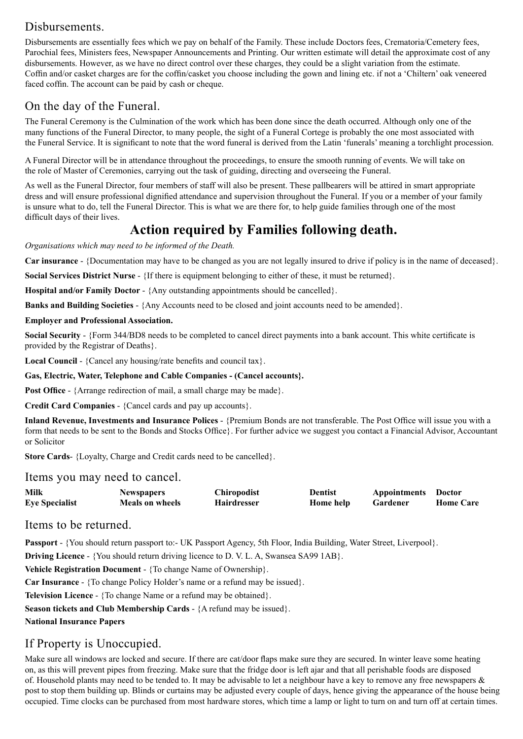## Disbursements.

Disbursements are essentially fees which we pay on behalf of the Family. These include Doctors fees, Crematoria/Cemetery fees, Parochial fees, Ministers fees, Newspaper Announcements and Printing. Our written estimate will detail the approximate cost of any disbursements. However, as we have no direct control over these charges, they could be a slight variation from the estimate. Coffin and/or casket charges are for the coffin/casket you choose including the gown and lining etc. if not a 'Chiltern' oak veneered faced coffin. The account can be paid by cash or cheque.

## On the day of the Funeral.

The Funeral Ceremony is the Culmination of the work which has been done since the death occurred. Although only one of the many functions of the Funeral Director, to many people, the sight of a Funeral Cortege is probably the one most associated with the Funeral Service. It is significant to note that the word funeral is derived from the Latin 'funerals' meaning a torchlight procession.

A Funeral Director will be in attendance throughout the proceedings, to ensure the smooth running of events. We will take on the role of Master of Ceremonies, carrying out the task of guiding, directing and overseeing the Funeral.

As well as the Funeral Director, four members of staff will also be present. These pallbearers will be attired in smart appropriate dress and will ensure professional dignified attendance and supervision throughout the Funeral. If you or a member of your family is unsure what to do, tell the Funeral Director. This is what we are there for, to help guide families through one of the most difficult days of their lives.

# Action required by Families following death.

*Organisations which may need to be informed of the Death.*

**Car insurance** - {Documentation may have to be changed as you are not legally insured to drive if policy is in the name of deceased}.

**Social Services District Nurse** - {If there is equipment belonging to either of these, it must be returned}.

**Hospital and/or Family Doctor** - {Any outstanding appointments should be cancelled}.

**Banks and Building Societies** - {Any Accounts need to be closed and joint accounts need to be amended}.

**Employer and Professional Association.**

**Social Security** - {Form 344/BD8 needs to be completed to cancel direct payments into a bank account. This white certificate is provided by the Registrar of Deaths}.

**Local Council** - {Cancel any housing/rate benefits and council tax}.

**Gas, Electric, Water, Telephone and Cable Companies - (Cancel accounts}.**

**Post Office** - {Arrange redirection of mail, a small charge may be made}.

**Credit Card Companies** - {Cancel cards and pay up accounts}.

**Inland Revenue, Investments and Insurance Polices** - {Premium Bonds are not transferable. The Post Office will issue you with a form that needs to be sent to the Bonds and Stocks Office}. For further advice we suggest you contact a Financial Advisor, Accountant or Solicitor

**Store Cards**- {Loyalty, Charge and Credit cards need to be cancelled}.

## Items you may need to cancel.

| **Milk** | **Newspapers** | **Chiropodist** | **Dentist** | **Appointments** | **Doctor** |
|---|---|---|---|---|---|
| **Eye Specialist** | **Meals on wheels** | **Hairdresser** | **Home help** | **Gardener** | **Home Care** |

## Items to be returned.

**Passport** - {You should return passport to:- UK Passport Agency, 5th Floor, India Building, Water Street, Liverpool}.

**Driving Licence** - {You should return driving licence to D. V. L. A, Swansea SA99 1AB}.

**Vehicle Registration Document** - {To change Name of Ownership}.

**Car Insurance** - {To change Policy Holder's name or a refund may be issued}.

**Television Licence** - {To change Name or a refund may be obtained}.

**Season tickets and Club Membership Cards** - {A refund may be issued}.

**National Insurance Papers**

## If Property is Unoccupied.

Make sure all windows are locked and secure. If there are cat/door flaps make sure they are secured. In winter leave some heating on, as this will prevent pipes from freezing. Make sure that the fridge door is left ajar and that all perishable foods are disposed of. Household plants may need to be tended to. It may be advisable to let a neighbour have a key to remove any free newspapers & post to stop them building up. Blinds or curtains may be adjusted every couple of days, hence giving the appearance of the house being occupied. Time clocks can be purchased from most hardware stores, which time a lamp or light to turn on and turn off at certain times.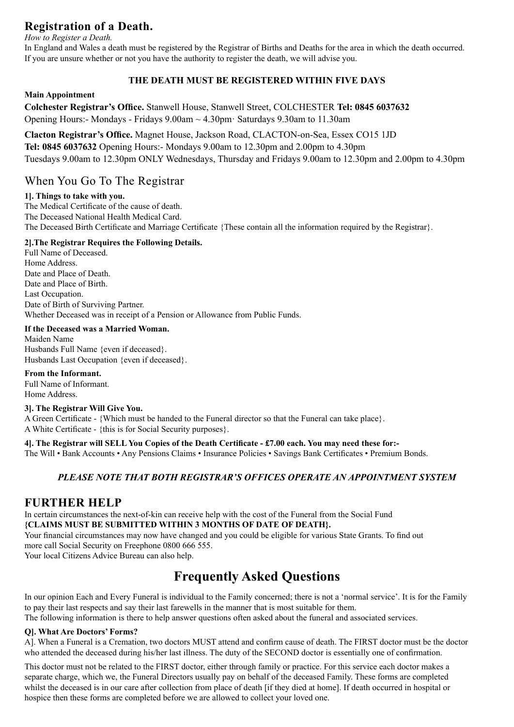## Registration of a Death.

*How to Register a Death.*

In England and Wales a death must be registered by the Registrar of Births and Deaths for the area in which the death occurred. If you are unsure whether or not you have the authority to register the death, we will advise you.

**THE DEATH MUST BE REGISTERED WITHIN FIVE DAYS**

**Main Appointment**

**Colchester Registrar's Office.** Stanwell House, Stanwell Street, COLCHESTER **Tel: 0845 6037632**
Opening Hours:- Mondays - Fridays 9.00am ~ 4.30pm· Saturdays 9.30am to 11.30am

**Clacton Registrar's Office.** Magnet House, Jackson Road, CLACTON-on-Sea, Essex CO15 1JD
**Tel: 0845 6037632** Opening Hours:- Mondays 9.00am to 12.30pm and 2.00pm to 4.30pm
Tuesdays 9.00am to 12.30pm ONLY Wednesdays, Thursday and Fridays 9.00am to 12.30pm and 2.00pm to 4.30pm

## When You Go To The Registrar

**1]. Things to take with you.**

The Medical Certificate of the cause of death.
The Deceased National Health Medical Card.
The Deceased Birth Certificate and Marriage Certificate {These contain all the information required by the Registrar}.

**2].The Registrar Requires the Following Details.**

Full Name of Deceased.
Home Address.
Date and Place of Death.
Date and Place of Birth.
Last Occupation.
Date of Birth of Surviving Partner.
Whether Deceased was in receipt of a Pension or Allowance from Public Funds.

**If the Deceased was a Married Woman.**

Maiden Name
Husbands Full Name {even if deceased}.
Husbands Last Occupation {even if deceased}.

**From the Informant.**

Full Name of Informant.
Home Address.

**3]. The Registrar Will Give You.**

A Green Certificate - {Which must be handed to the Funeral director so that the Funeral can take place}.
A White Certificate - {this is for Social Security purposes}.

**4]. The Registrar will SELL You Copies of the Death Certificate - £7.00 each. You may need these for:-**

The Will • Bank Accounts • Any Pensions Claims • Insurance Policies • Savings Bank Certificates • Premium Bonds.

***PLEASE NOTE THAT BOTH REGISTRAR'S OFFICES OPERATE AN APPOINTMENT SYSTEM***

## FURTHER HELP

In certain circumstances the next-of-kin can receive help with the cost of the Funeral from the Social Fund
**{CLAIMS MUST BE SUBMITTED WITHIN 3 MONTHS OF DATE OF DEATH}.**
Your financial circumstances may now have changed and you could be eligible for various State Grants. To find out more call Social Security on Freephone 0800 666 555.
Your local Citizens Advice Bureau can also help.

# Frequently Asked Questions

In our opinion Each and Every Funeral is individual to the Family concerned; there is not a 'normal service'. It is for the Family to pay their last respects and say their last farewells in the manner that is most suitable for them.
The following information is there to help answer questions often asked about the funeral and associated services.

**Q]. What Are Doctors' Forms?**

A]. When a Funeral is a Cremation, two doctors MUST attend and confirm cause of death. The FIRST doctor must be the doctor who attended the deceased during his/her last illness. The duty of the SECOND doctor is essentially one of confirmation.

This doctor must not be related to the FIRST doctor, either through family or practice. For this service each doctor makes a separate charge, which we, the Funeral Directors usually pay on behalf of the deceased Family. These forms are completed whilst the deceased is in our care after collection from place of death [if they died at home]. If death occurred in hospital or hospice then these forms are completed before we are allowed to collect your loved one.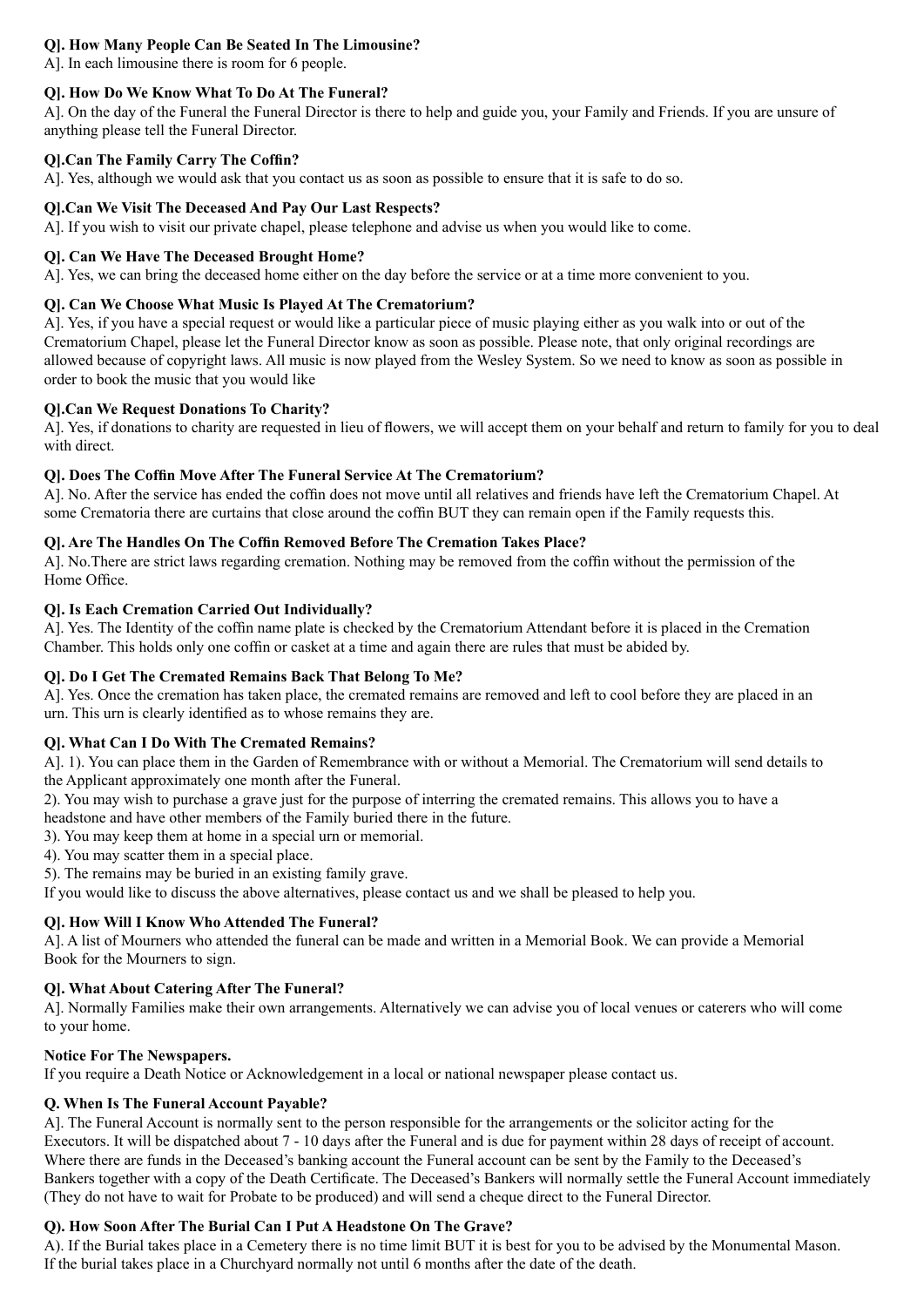**Q]. How Many People Can Be Seated In The Limousine?**
A]. In each limousine there is room for 6 people.

**Q]. How Do We Know What To Do At The Funeral?**
A]. On the day of the Funeral the Funeral Director is there to help and guide you, your Family and Friends. If you are unsure of anything please tell the Funeral Director.

**Q].Can The Family Carry The Coffin?**
A]. Yes, although we would ask that you contact us as soon as possible to ensure that it is safe to do so.

**Q].Can We Visit The Deceased And Pay Our Last Respects?**
A]. If you wish to visit our private chapel, please telephone and advise us when you would like to come.

**Q]. Can We Have The Deceased Brought Home?**
A]. Yes, we can bring the deceased home either on the day before the service or at a time more convenient to you.

**Q]. Can We Choose What Music Is Played At The Crematorium?**
A]. Yes, if you have a special request or would like a particular piece of music playing either as you walk into or out of the Crematorium Chapel, please let the Funeral Director know as soon as possible. Please note, that only original recordings are allowed because of copyright laws. All music is now played from the Wesley System. So we need to know as soon as possible in order to book the music that you would like

**Q].Can We Request Donations To Charity?**
A]. Yes, if donations to charity are requested in lieu of flowers, we will accept them on your behalf and return to family for you to deal with direct.

**Q]. Does The Coffin Move After The Funeral Service At The Crematorium?**
A]. No. After the service has ended the coffin does not move until all relatives and friends have left the Crematorium Chapel. At some Crematoria there are curtains that close around the coffin BUT they can remain open if the Family requests this.

**Q]. Are The Handles On The Coffin Removed Before The Cremation Takes Place?**
A]. No.There are strict laws regarding cremation. Nothing may be removed from the coffin without the permission of the Home Office.

**Q]. Is Each Cremation Carried Out Individually?**
A]. Yes. The Identity of the coffin name plate is checked by the Crematorium Attendant before it is placed in the Cremation Chamber. This holds only one coffin or casket at a time and again there are rules that must be abided by.

**Q]. Do I Get The Cremated Remains Back That Belong To Me?**
A]. Yes. Once the cremation has taken place, the cremated remains are removed and left to cool before they are placed in an urn. This urn is clearly identified as to whose remains they are.

**Q]. What Can I Do With The Cremated Remains?**
A]. 1). You can place them in the Garden of Remembrance with or without a Memorial. The Crematorium will send details to the Applicant approximately one month after the Funeral.
2). You may wish to purchase a grave just for the purpose of interring the cremated remains. This allows you to have a headstone and have other members of the Family buried there in the future.
3). You may keep them at home in a special urn or memorial.
4). You may scatter them in a special place.
5). The remains may be buried in an existing family grave.
If you would like to discuss the above alternatives, please contact us and we shall be pleased to help you.

**Q]. How Will I Know Who Attended The Funeral?**
A]. A list of Mourners who attended the funeral can be made and written in a Memorial Book. We can provide a Memorial Book for the Mourners to sign.

**Q]. What About Catering After The Funeral?**
A]. Normally Families make their own arrangements. Alternatively we can advise you of local venues or caterers who will come to your home.

**Notice For The Newspapers.**
If you require a Death Notice or Acknowledgement in a local or national newspaper please contact us.

**Q. When Is The Funeral Account Payable?**
A]. The Funeral Account is normally sent to the person responsible for the arrangements or the solicitor acting for the Executors. It will be dispatched about 7 - 10 days after the Funeral and is due for payment within 28 days of receipt of account. Where there are funds in the Deceased's banking account the Funeral account can be sent by the Family to the Deceased's Bankers together with a copy of the Death Certificate. The Deceased's Bankers will normally settle the Funeral Account immediately (They do not have to wait for Probate to be produced) and will send a cheque direct to the Funeral Director.

**Q). How Soon After The Burial Can I Put A Headstone On The Grave?**
A). If the Burial takes place in a Cemetery there is no time limit BUT it is best for you to be advised by the Monumental Mason. If the burial takes place in a Churchyard normally not until 6 months after the date of the death.